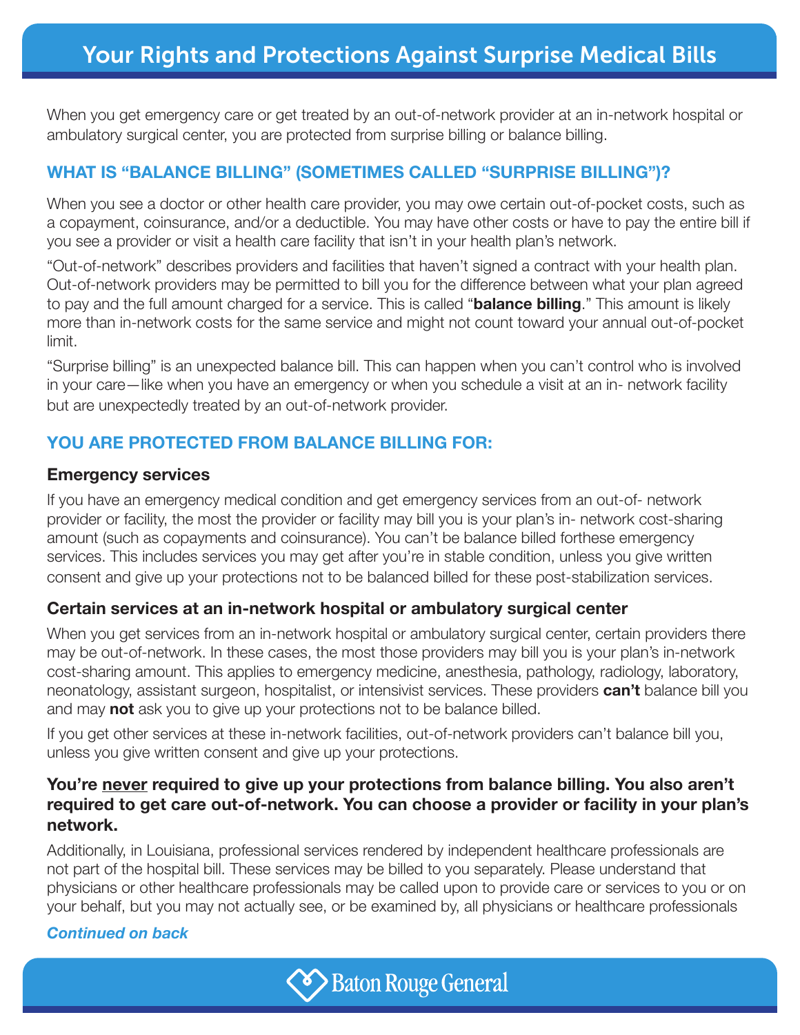# Your Rights and Protections Against Surprise Medical Bills

When you get emergency care or get treated by an out-of-network provider at an in-network hospital or ambulatory surgical center, you are protected from surprise billing or balance billing.

## WHAT IS "BALANCE BILLING" (SOMETIMES CALLED "SURPRISE BILLING")?

When you see a doctor or other health care provider, you may owe certain out-of-pocket costs, such as a copayment, coinsurance, and/or a deductible. You may have other costs or have to pay the entire bill if you see a provider or visit a health care facility that isn't in your health plan's network.

"Out-of-network" describes providers and facilities that haven't signed a contract with your health plan. Out-of-network providers may be permitted to bill you for the difference between what your plan agreed to pay and the full amount charged for a service. This is called "**balance billing**." This amount is likely more than in-network costs for the same service and might not count toward your annual out-of-pocket limit.

"Surprise billing" is an unexpected balance bill. This can happen when you can't control who is involved in your care—like when you have an emergency or when you schedule a visit at an in- network facility but are unexpectedly treated by an out-of-network provider.

## YOU ARE PROTECTED FROM BALANCE BILLING FOR:

### Emergency services

If you have an emergency medical condition and get emergency services from an out-of- network provider or facility, the most the provider or facility may bill you is your plan's in- network cost-sharing amount (such as copayments and coinsurance). You can't be balance billed forthese emergency services. This includes services you may get after you're in stable condition, unless you give written consent and give up your protections not to be balanced billed for these post-stabilization services.

### Certain services at an in-network hospital or ambulatory surgical center

When you get services from an in-network hospital or ambulatory surgical center, certain providers there may be out-of-network. In these cases, the most those providers may bill you is your plan's in-network cost-sharing amount. This applies to emergency medicine, anesthesia, pathology, radiology, laboratory, neonatology, assistant surgeon, hospitalist, or intensivist services. These providers **can't** balance bill you and may **not** ask you to give up your protections not to be balance billed.

If you get other services at these in-network facilities, out-of-network providers can't balance bill you, unless you give written consent and give up your protections.

**You're <u>never</u> required to give up your protections from balance billing. You also aren't required to get care out-of-network. You can choose a provider or facility in your plan's network.**

Additionally, in Louisiana, professional services rendered by independent healthcare professionals are not part of the hospital bill. These services may be billed to you separately. Please understand that physicians or other healthcare professionals may be called upon to provide care or services to you or on your behalf, but you may not actually see, or be examined by, all physicians or healthcare professionals

***Continued on back***

Baton Rouge General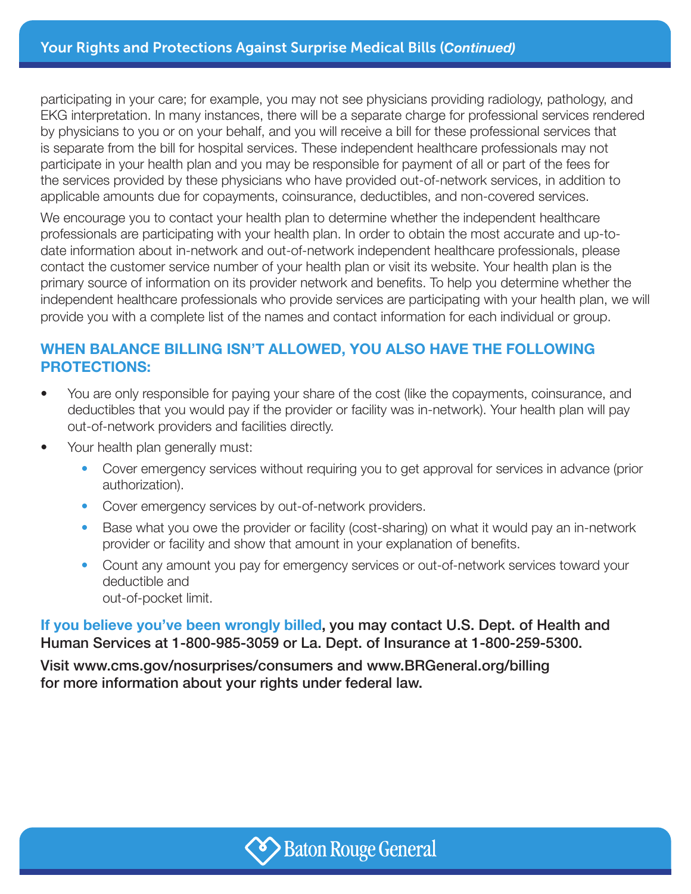participating in your care; for example, you may not see physicians providing radiology, pathology, and EKG interpretation. In many instances, there will be a separate charge for professional services rendered by physicians to you or on your behalf, and you will receive a bill for these professional services that is separate from the bill for hospital services. These independent healthcare professionals may not participate in your health plan and you may be responsible for payment of all or part of the fees for the services provided by these physicians who have provided out-of-network services, in addition to applicable amounts due for copayments, coinsurance, deductibles, and non-covered services.

We encourage you to contact your health plan to determine whether the independent healthcare professionals are participating with your health plan. In order to obtain the most accurate and up-to-date information about in-network and out-of-network independent healthcare professionals, please contact the customer service number of your health plan or visit its website. Your health plan is the primary source of information on its provider network and benefits. To help you determine whether the independent healthcare professionals who provide services are participating with your health plan, we will provide you with a complete list of the names and contact information for each individual or group.

## WHEN BALANCE BILLING ISN'T ALLOWED, YOU ALSO HAVE THE FOLLOWING PROTECTIONS:

- You are only responsible for paying your share of the cost (like the copayments, coinsurance, and deductibles that you would pay if the provider or facility was in-network). Your health plan will pay out-of-network providers and facilities directly.
- Your health plan generally must:
  - Cover emergency services without requiring you to get approval for services in advance (prior authorization).
  - Cover emergency services by out-of-network providers.
  - Base what you owe the provider or facility (cost-sharing) on what it would pay an in-network provider or facility and show that amount in your explanation of benefits.
  - Count any amount you pay for emergency services or out-of-network services toward your deductible and out-of-pocket limit.

**If you believe you've been wrongly billed, you may contact U.S. Dept. of Health and Human Services at 1-800-985-3059 or La. Dept. of Insurance at 1-800-259-5300.**

**Visit www.cms.gov/nosurprises/consumers and www.BRGeneral.org/billing for more information about your rights under federal law.**

Baton Rouge General